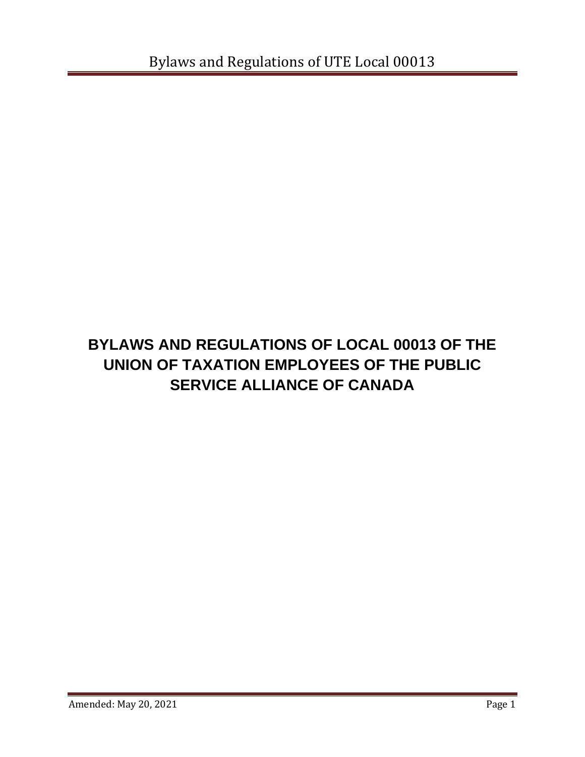# BYLAWS AND REGULATIONS OF LOCAL 00013 OF THE UNION OF TAXATION EMPLOYEES OF THE PUBLIC SERVICE ALLIANCE OF CANADA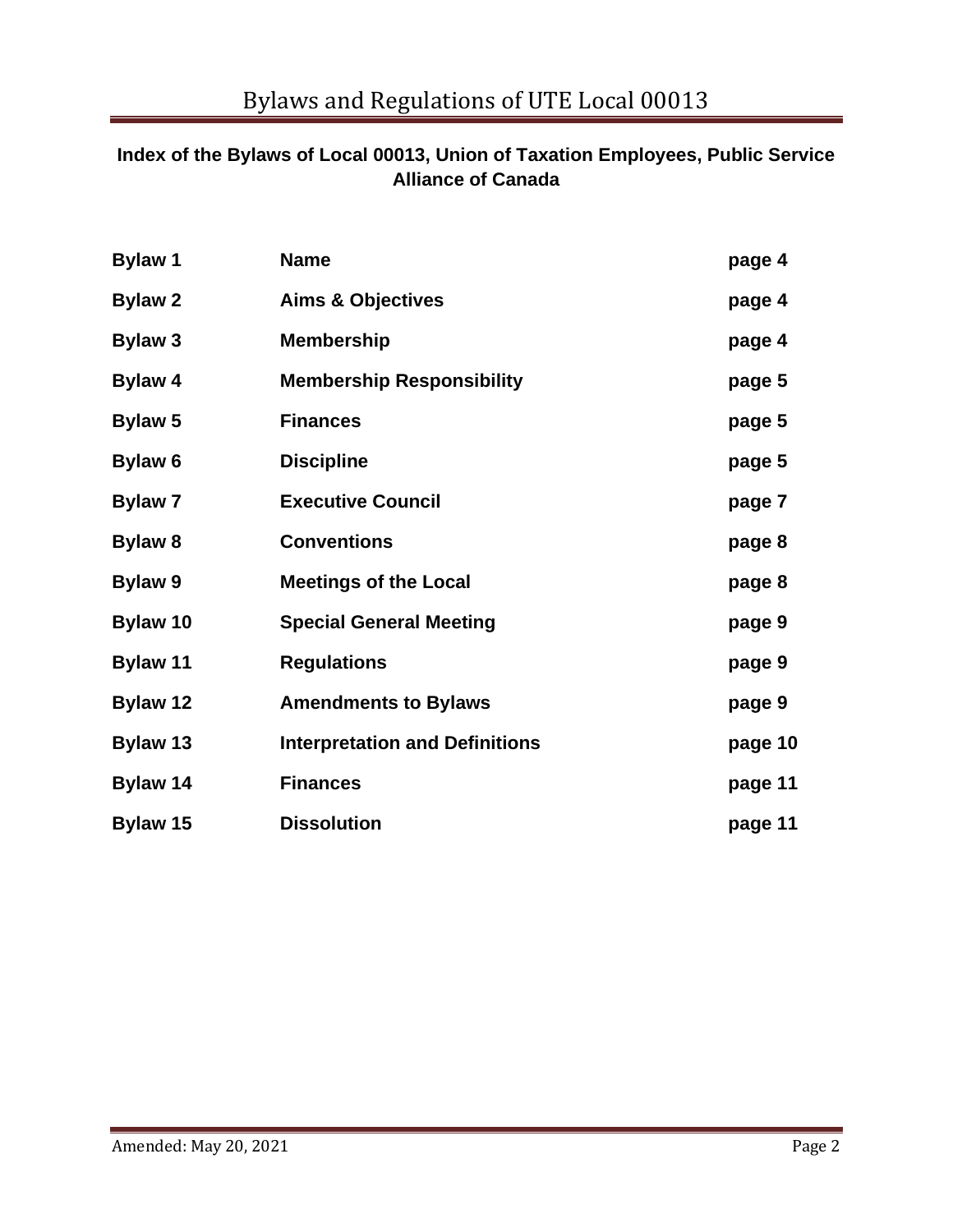## Index of the Bylaws of Local 00013, Union of Taxation Employees, Public Service Alliance of Canada

| | | |
|---|---|---|
| **Bylaw 1** | **Name** | **page 4** |
| **Bylaw 2** | **Aims & Objectives** | **page 4** |
| **Bylaw 3** | **Membership** | **page 4** |
| **Bylaw 4** | **Membership Responsibility** | **page 5** |
| **Bylaw 5** | **Finances** | **page 5** |
| **Bylaw 6** | **Discipline** | **page 5** |
| **Bylaw 7** | **Executive Council** | **page 7** |
| **Bylaw 8** | **Conventions** | **page 8** |
| **Bylaw 9** | **Meetings of the Local** | **page 8** |
| **Bylaw 10** | **Special General Meeting** | **page 9** |
| **Bylaw 11** | **Regulations** | **page 9** |
| **Bylaw 12** | **Amendments to Bylaws** | **page 9** |
| **Bylaw 13** | **Interpretation and Definitions** | **page 10** |
| **Bylaw 14** | **Finances** | **page 11** |
| **Bylaw 15** | **Dissolution** | **page 11** |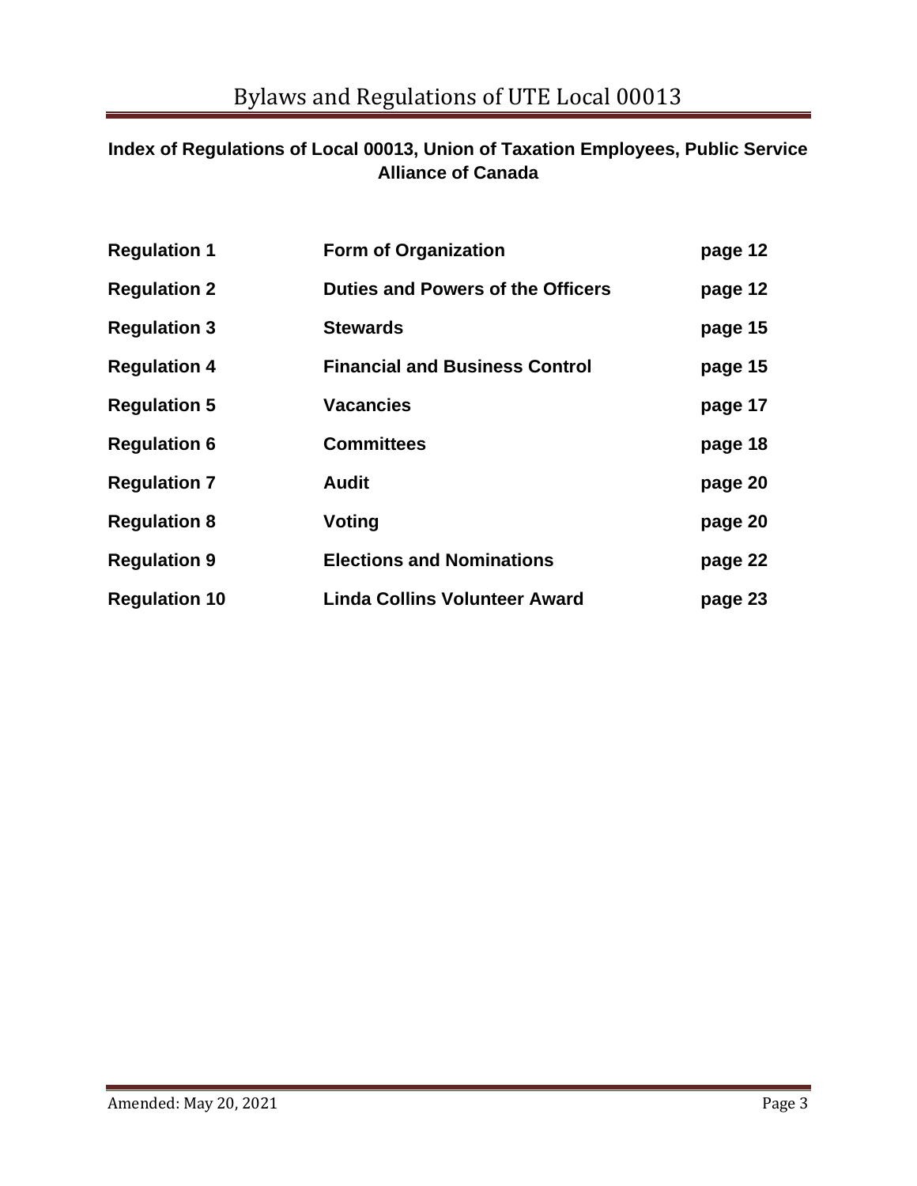## Index of Regulations of Local 00013, Union of Taxation Employees, Public Service Alliance of Canada

| | | |
|---|---|---|
| **Regulation 1** | **Form of Organization** | **page 12** |
| **Regulation 2** | **Duties and Powers of the Officers** | **page 12** |
| **Regulation 3** | **Stewards** | **page 15** |
| **Regulation 4** | **Financial and Business Control** | **page 15** |
| **Regulation 5** | **Vacancies** | **page 17** |
| **Regulation 6** | **Committees** | **page 18** |
| **Regulation 7** | **Audit** | **page 20** |
| **Regulation 8** | **Voting** | **page 20** |
| **Regulation 9** | **Elections and Nominations** | **page 22** |
| **Regulation 10** | **Linda Collins Volunteer Award** | **page 23** |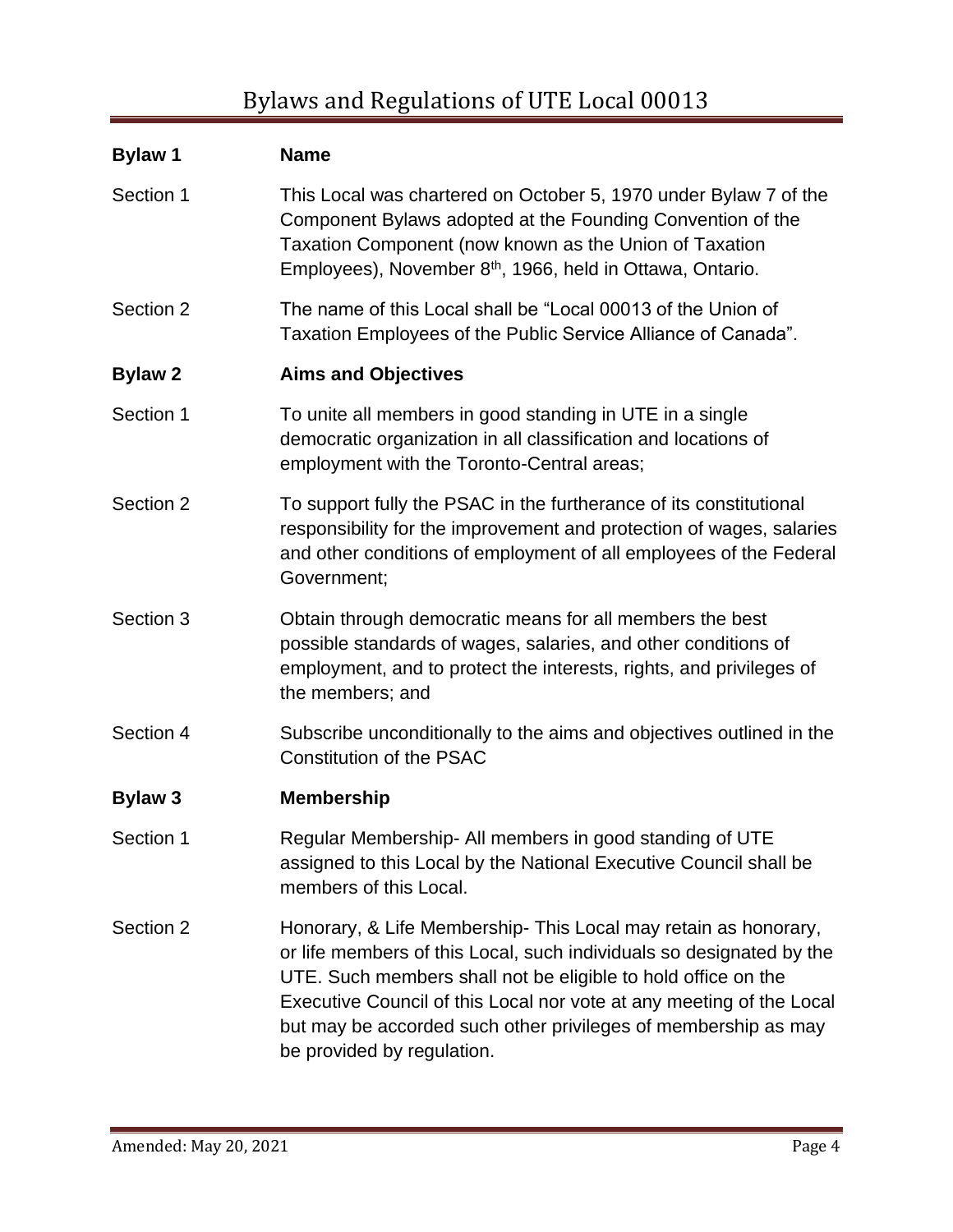## Bylaw 1 Name

**Section 1** This Local was chartered on October 5, 1970 under Bylaw 7 of the Component Bylaws adopted at the Founding Convention of the Taxation Component (now known as the Union of Taxation Employees), November 8th, 1966, held in Ottawa, Ontario.

**Section 2** The name of this Local shall be "Local 00013 of the Union of Taxation Employees of the Public Service Alliance of Canada".

## Bylaw 2 Aims and Objectives

**Section 1** To unite all members in good standing in UTE in a single democratic organization in all classification and locations of employment with the Toronto-Central areas;

**Section 2** To support fully the PSAC in the furtherance of its constitutional responsibility for the improvement and protection of wages, salaries and other conditions of employment of all employees of the Federal Government;

**Section 3** Obtain through democratic means for all members the best possible standards of wages, salaries, and other conditions of employment, and to protect the interests, rights, and privileges of the members; and

**Section 4** Subscribe unconditionally to the aims and objectives outlined in the Constitution of the PSAC

## Bylaw 3 Membership

**Section 1** Regular Membership- All members in good standing of UTE assigned to this Local by the National Executive Council shall be members of this Local.

**Section 2** Honorary, & Life Membership- This Local may retain as honorary, or life members of this Local, such individuals so designated by the UTE. Such members shall not be eligible to hold office on the Executive Council of this Local nor vote at any meeting of the Local but may be accorded such other privileges of membership as may be provided by regulation.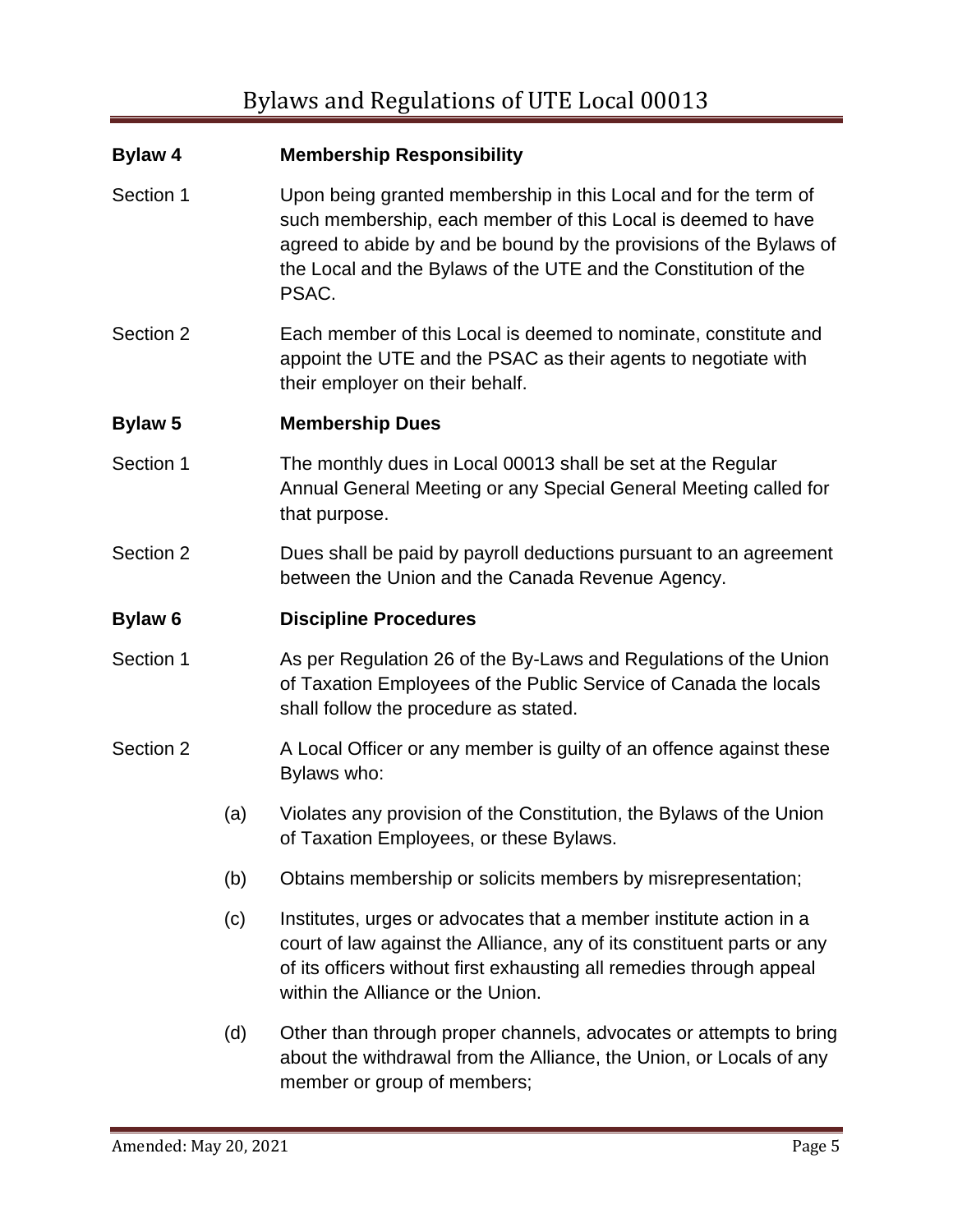**Bylaw 4 Membership Responsibility**

Section 1 Upon being granted membership in this Local and for the term of such membership, each member of this Local is deemed to have agreed to abide by and be bound by the provisions of the Bylaws of the Local and the Bylaws of the UTE and the Constitution of the PSAC.

Section 2 Each member of this Local is deemed to nominate, constitute and appoint the UTE and the PSAC as their agents to negotiate with their employer on their behalf.

**Bylaw 5 Membership Dues**

Section 1 The monthly dues in Local 00013 shall be set at the Regular Annual General Meeting or any Special General Meeting called for that purpose.

Section 2 Dues shall be paid by payroll deductions pursuant to an agreement between the Union and the Canada Revenue Agency.

**Bylaw 6 Discipline Procedures**

Section 1 As per Regulation 26 of the By-Laws and Regulations of the Union of Taxation Employees of the Public Service of Canada the locals shall follow the procedure as stated.

Section 2 A Local Officer or any member is guilty of an offence against these Bylaws who:

(a) Violates any provision of the Constitution, the Bylaws of the Union of Taxation Employees, or these Bylaws.

(b) Obtains membership or solicits members by misrepresentation;

(c) Institutes, urges or advocates that a member institute action in a court of law against the Alliance, any of its constituent parts or any of its officers without first exhausting all remedies through appeal within the Alliance or the Union.

(d) Other than through proper channels, advocates or attempts to bring about the withdrawal from the Alliance, the Union, or Locals of any member or group of members;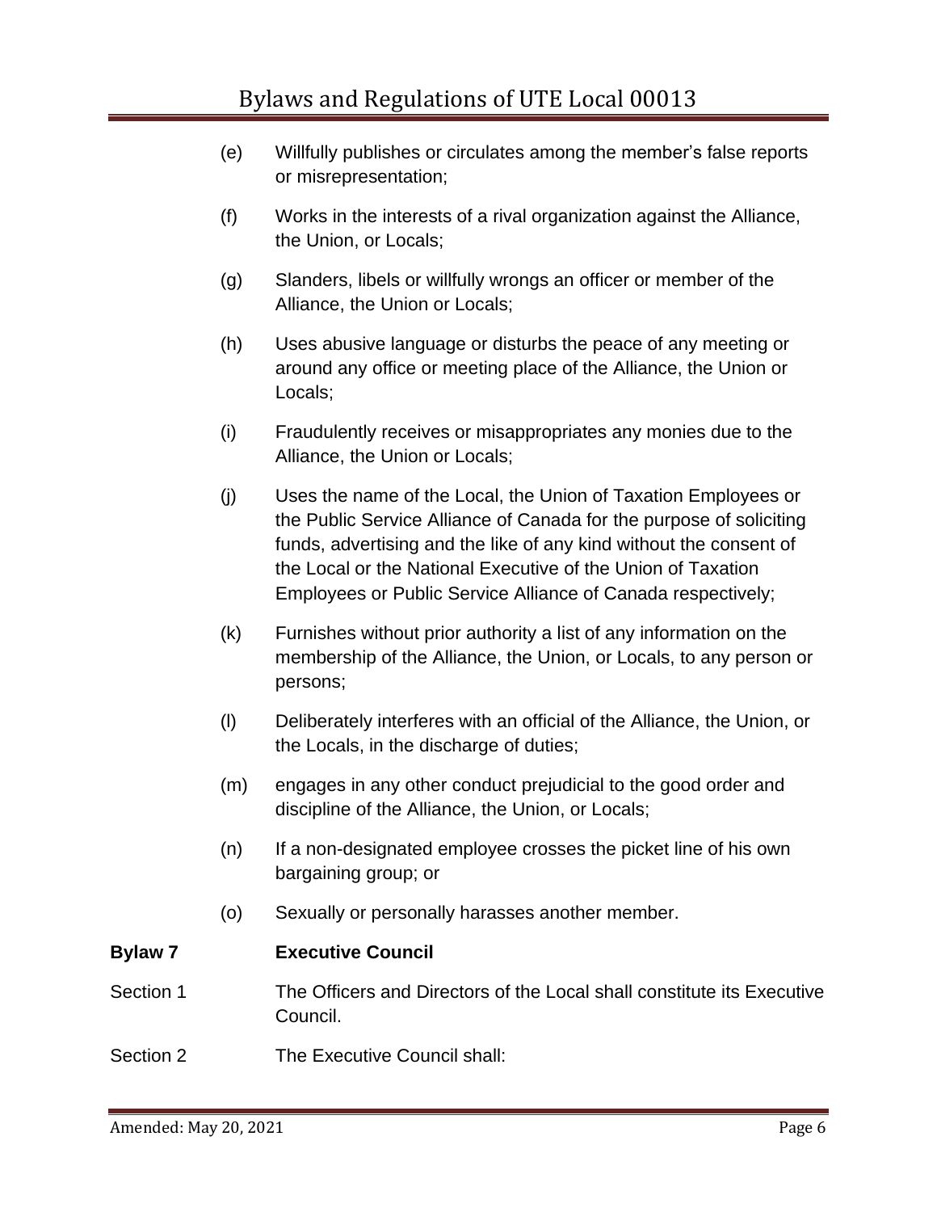(e) Willfully publishes or circulates among the member's false reports or misrepresentation;

(f) Works in the interests of a rival organization against the Alliance, the Union, or Locals;

(g) Slanders, libels or willfully wrongs an officer or member of the Alliance, the Union or Locals;

(h) Uses abusive language or disturbs the peace of any meeting or around any office or meeting place of the Alliance, the Union or Locals;

(i) Fraudulently receives or misappropriates any monies due to the Alliance, the Union or Locals;

(j) Uses the name of the Local, the Union of Taxation Employees or the Public Service Alliance of Canada for the purpose of soliciting funds, advertising and the like of any kind without the consent of the Local or the National Executive of the Union of Taxation Employees or Public Service Alliance of Canada respectively;

(k) Furnishes without prior authority a list of any information on the membership of the Alliance, the Union, or Locals, to any person or persons;

(l) Deliberately interferes with an official of the Alliance, the Union, or the Locals, in the discharge of duties;

(m) engages in any other conduct prejudicial to the good order and discipline of the Alliance, the Union, or Locals;

(n) If a non-designated employee crosses the picket line of his own bargaining group; or

(o) Sexually or personally harasses another member.

**Bylaw 7 Executive Council**

Section 1 The Officers and Directors of the Local shall constitute its Executive Council.

Section 2 The Executive Council shall: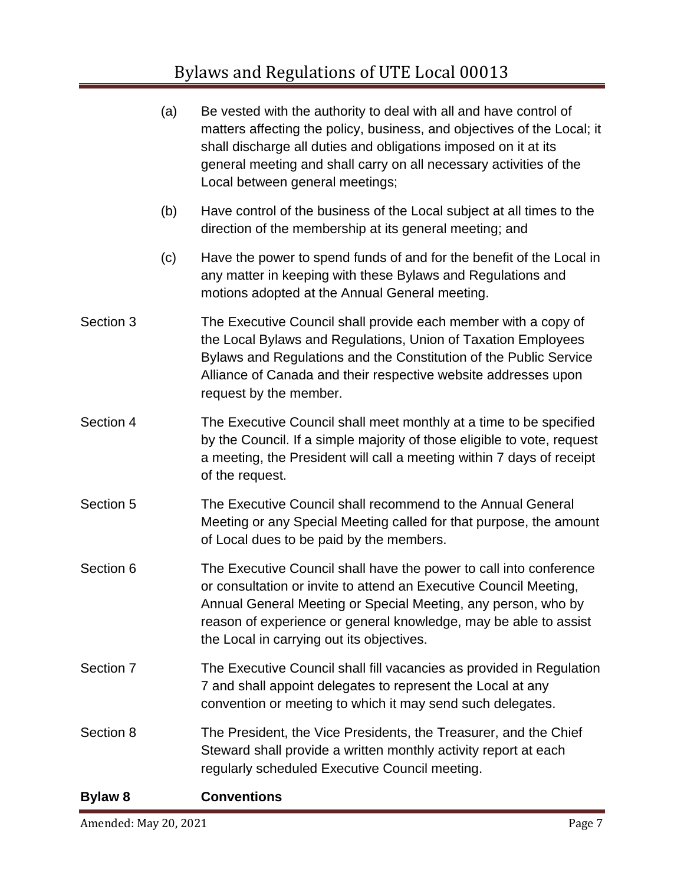(a) Be vested with the authority to deal with all and have control of matters affecting the policy, business, and objectives of the Local; it shall discharge all duties and obligations imposed on it at its general meeting and shall carry on all necessary activities of the Local between general meetings;

(b) Have control of the business of the Local subject at all times to the direction of the membership at its general meeting; and

(c) Have the power to spend funds of and for the benefit of the Local in any matter in keeping with these Bylaws and Regulations and motions adopted at the Annual General meeting.

Section 3 The Executive Council shall provide each member with a copy of the Local Bylaws and Regulations, Union of Taxation Employees Bylaws and Regulations and the Constitution of the Public Service Alliance of Canada and their respective website addresses upon request by the member.

Section 4 The Executive Council shall meet monthly at a time to be specified by the Council. If a simple majority of those eligible to vote, request a meeting, the President will call a meeting within 7 days of receipt of the request.

Section 5 The Executive Council shall recommend to the Annual General Meeting or any Special Meeting called for that purpose, the amount of Local dues to be paid by the members.

Section 6 The Executive Council shall have the power to call into conference or consultation or invite to attend an Executive Council Meeting, Annual General Meeting or Special Meeting, any person, who by reason of experience or general knowledge, may be able to assist the Local in carrying out its objectives.

Section 7 The Executive Council shall fill vacancies as provided in Regulation 7 and shall appoint delegates to represent the Local at any convention or meeting to which it may send such delegates.

Section 8 The President, the Vice Presidents, the Treasurer, and the Chief Steward shall provide a written monthly activity report at each regularly scheduled Executive Council meeting.

**Bylaw 8 Conventions**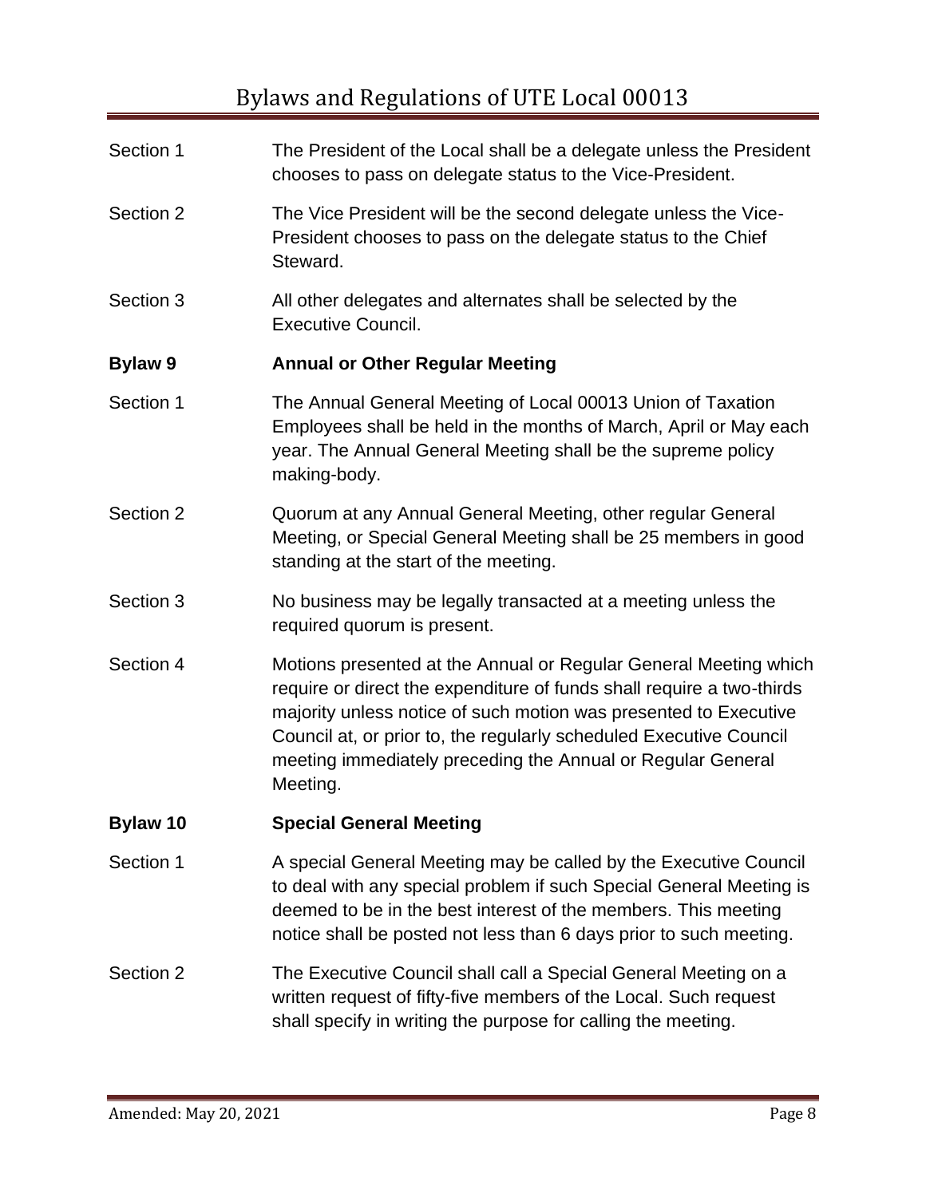Section 1 The President of the Local shall be a delegate unless the President chooses to pass on delegate status to the Vice-President.

Section 2 The Vice President will be the second delegate unless the Vice-President chooses to pass on the delegate status to the Chief Steward.

Section 3 All other delegates and alternates shall be selected by the Executive Council.

## Bylaw 9 Annual or Other Regular Meeting

Section 1 The Annual General Meeting of Local 00013 Union of Taxation Employees shall be held in the months of March, April or May each year. The Annual General Meeting shall be the supreme policy making-body.

Section 2 Quorum at any Annual General Meeting, other regular General Meeting, or Special General Meeting shall be 25 members in good standing at the start of the meeting.

Section 3 No business may be legally transacted at a meeting unless the required quorum is present.

Section 4 Motions presented at the Annual or Regular General Meeting which require or direct the expenditure of funds shall require a two-thirds majority unless notice of such motion was presented to Executive Council at, or prior to, the regularly scheduled Executive Council meeting immediately preceding the Annual or Regular General Meeting.

## Bylaw 10 Special General Meeting

Section 1 A special General Meeting may be called by the Executive Council to deal with any special problem if such Special General Meeting is deemed to be in the best interest of the members. This meeting notice shall be posted not less than 6 days prior to such meeting.

Section 2 The Executive Council shall call a Special General Meeting on a written request of fifty-five members of the Local. Such request shall specify in writing the purpose for calling the meeting.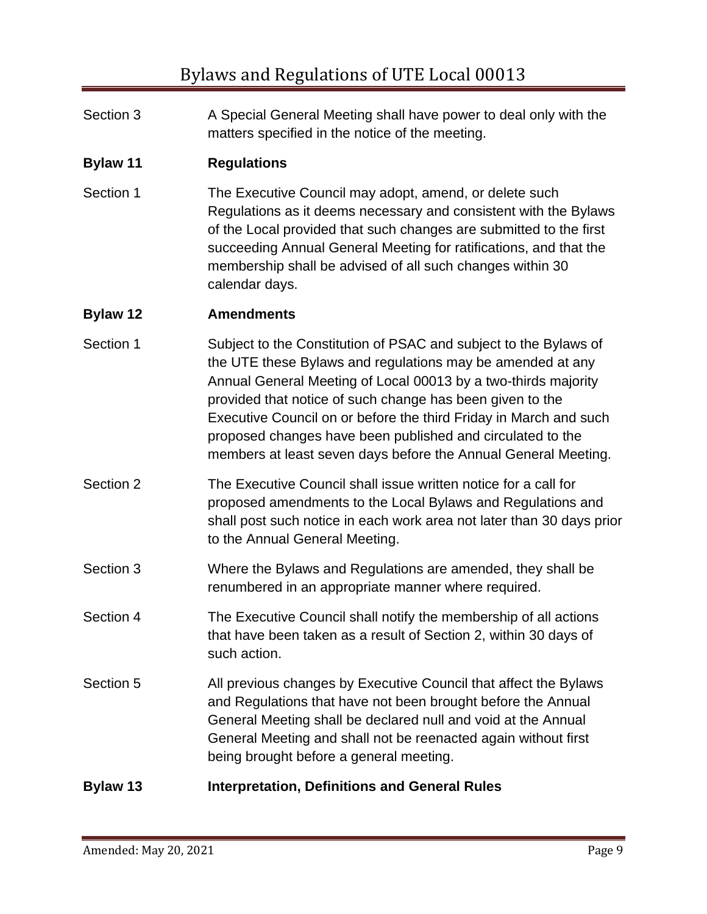Section 3 A Special General Meeting shall have power to deal only with the matters specified in the notice of the meeting.

**Bylaw 11 Regulations**

Section 1 The Executive Council may adopt, amend, or delete such Regulations as it deems necessary and consistent with the Bylaws of the Local provided that such changes are submitted to the first succeeding Annual General Meeting for ratifications, and that the membership shall be advised of all such changes within 30 calendar days.

**Bylaw 12 Amendments**

Section 1 Subject to the Constitution of PSAC and subject to the Bylaws of the UTE these Bylaws and regulations may be amended at any Annual General Meeting of Local 00013 by a two-thirds majority provided that notice of such change has been given to the Executive Council on or before the third Friday in March and such proposed changes have been published and circulated to the members at least seven days before the Annual General Meeting.

Section 2 The Executive Council shall issue written notice for a call for proposed amendments to the Local Bylaws and Regulations and shall post such notice in each work area not later than 30 days prior to the Annual General Meeting.

Section 3 Where the Bylaws and Regulations are amended, they shall be renumbered in an appropriate manner where required.

Section 4 The Executive Council shall notify the membership of all actions that have been taken as a result of Section 2, within 30 days of such action.

Section 5 All previous changes by Executive Council that affect the Bylaws and Regulations that have not been brought before the Annual General Meeting shall be declared null and void at the Annual General Meeting and shall not be reenacted again without first being brought before a general meeting.

**Bylaw 13 Interpretation, Definitions and General Rules**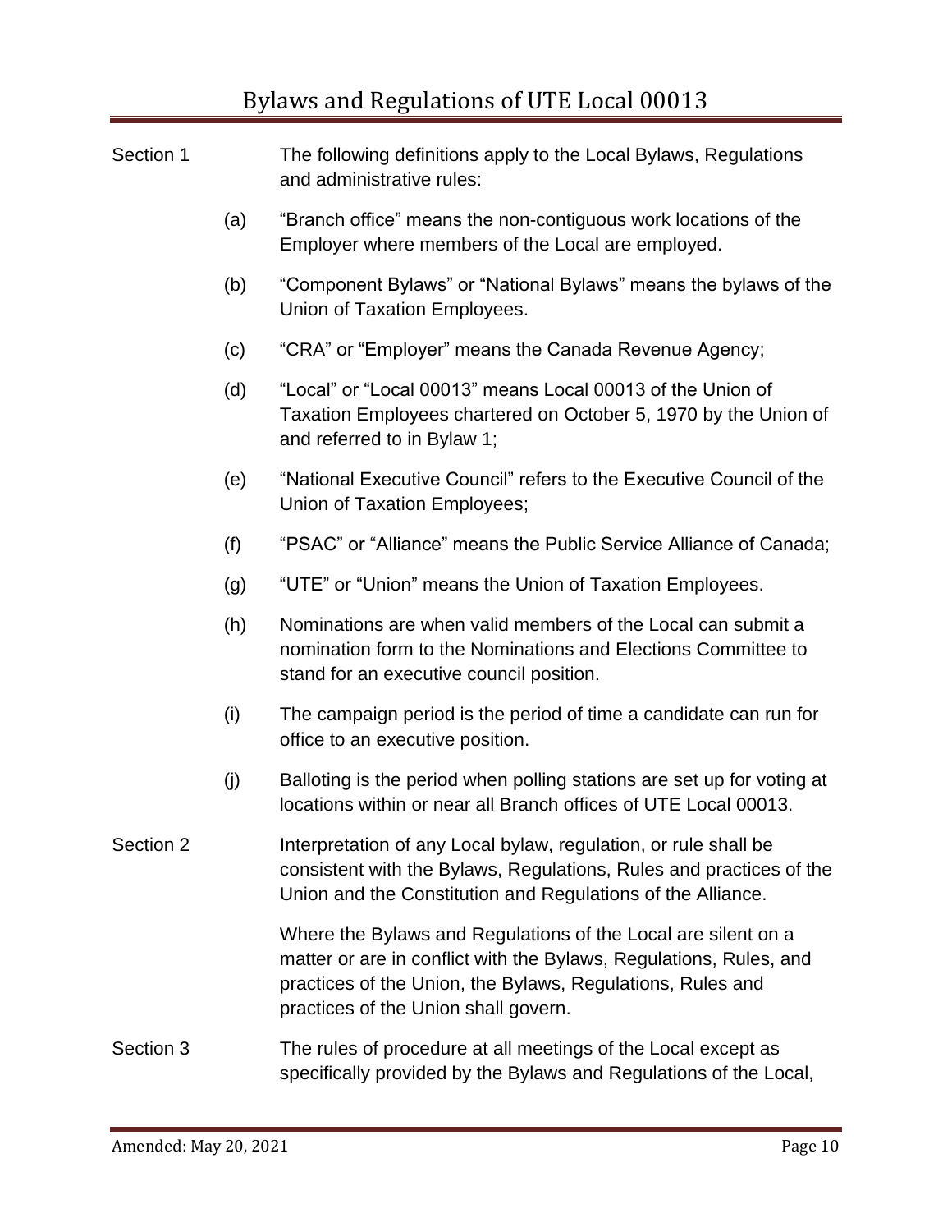Section 1 The following definitions apply to the Local Bylaws, Regulations and administrative rules:

(a) "Branch office" means the non-contiguous work locations of the Employer where members of the Local are employed.

(b) "Component Bylaws" or "National Bylaws" means the bylaws of the Union of Taxation Employees.

(c) "CRA" or "Employer" means the Canada Revenue Agency;

(d) "Local" or "Local 00013" means Local 00013 of the Union of Taxation Employees chartered on October 5, 1970 by the Union of and referred to in Bylaw 1;

(e) "National Executive Council" refers to the Executive Council of the Union of Taxation Employees;

(f) "PSAC" or "Alliance" means the Public Service Alliance of Canada;

(g) "UTE" or "Union" means the Union of Taxation Employees.

(h) Nominations are when valid members of the Local can submit a nomination form to the Nominations and Elections Committee to stand for an executive council position.

(i) The campaign period is the period of time a candidate can run for office to an executive position.

(j) Balloting is the period when polling stations are set up for voting at locations within or near all Branch offices of UTE Local 00013.

Section 2 Interpretation of any Local bylaw, regulation, or rule shall be consistent with the Bylaws, Regulations, Rules and practices of the Union and the Constitution and Regulations of the Alliance.

Where the Bylaws and Regulations of the Local are silent on a matter or are in conflict with the Bylaws, Regulations, Rules, and practices of the Union, the Bylaws, Regulations, Rules and practices of the Union shall govern.

Section 3 The rules of procedure at all meetings of the Local except as specifically provided by the Bylaws and Regulations of the Local,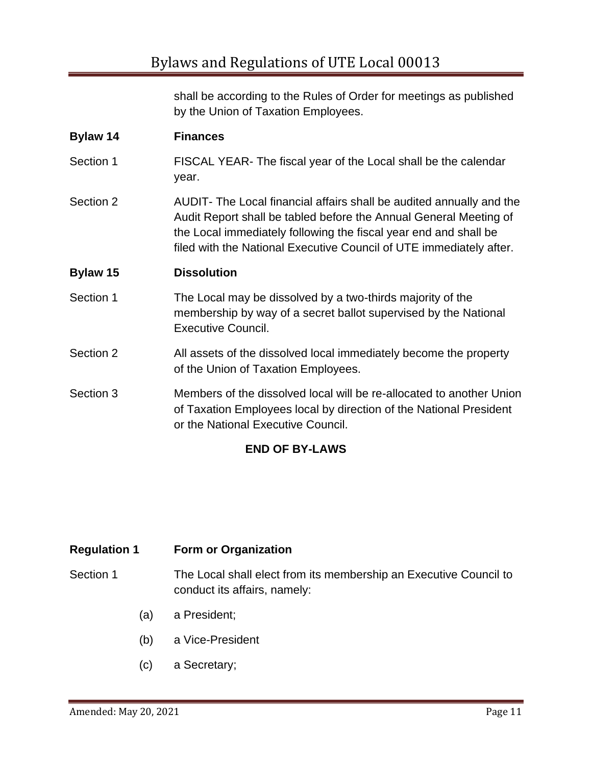shall be according to the Rules of Order for meetings as published by the Union of Taxation Employees.

**Bylaw 14 Finances**

Section 1 FISCAL YEAR- The fiscal year of the Local shall be the calendar year.

Section 2 AUDIT- The Local financial affairs shall be audited annually and the Audit Report shall be tabled before the Annual General Meeting of the Local immediately following the fiscal year end and shall be filed with the National Executive Council of UTE immediately after.

**Bylaw 15 Dissolution**

Section 1 The Local may be dissolved by a two-thirds majority of the membership by way of a secret ballot supervised by the National Executive Council.

Section 2 All assets of the dissolved local immediately become the property of the Union of Taxation Employees.

Section 3 Members of the dissolved local will be re-allocated to another Union of Taxation Employees local by direction of the National President or the National Executive Council.

**END OF BY-LAWS**

**Regulation 1 Form or Organization**

Section 1 The Local shall elect from its membership an Executive Council to conduct its affairs, namely:

(a) a President;

(b) a Vice-President

(c) a Secretary;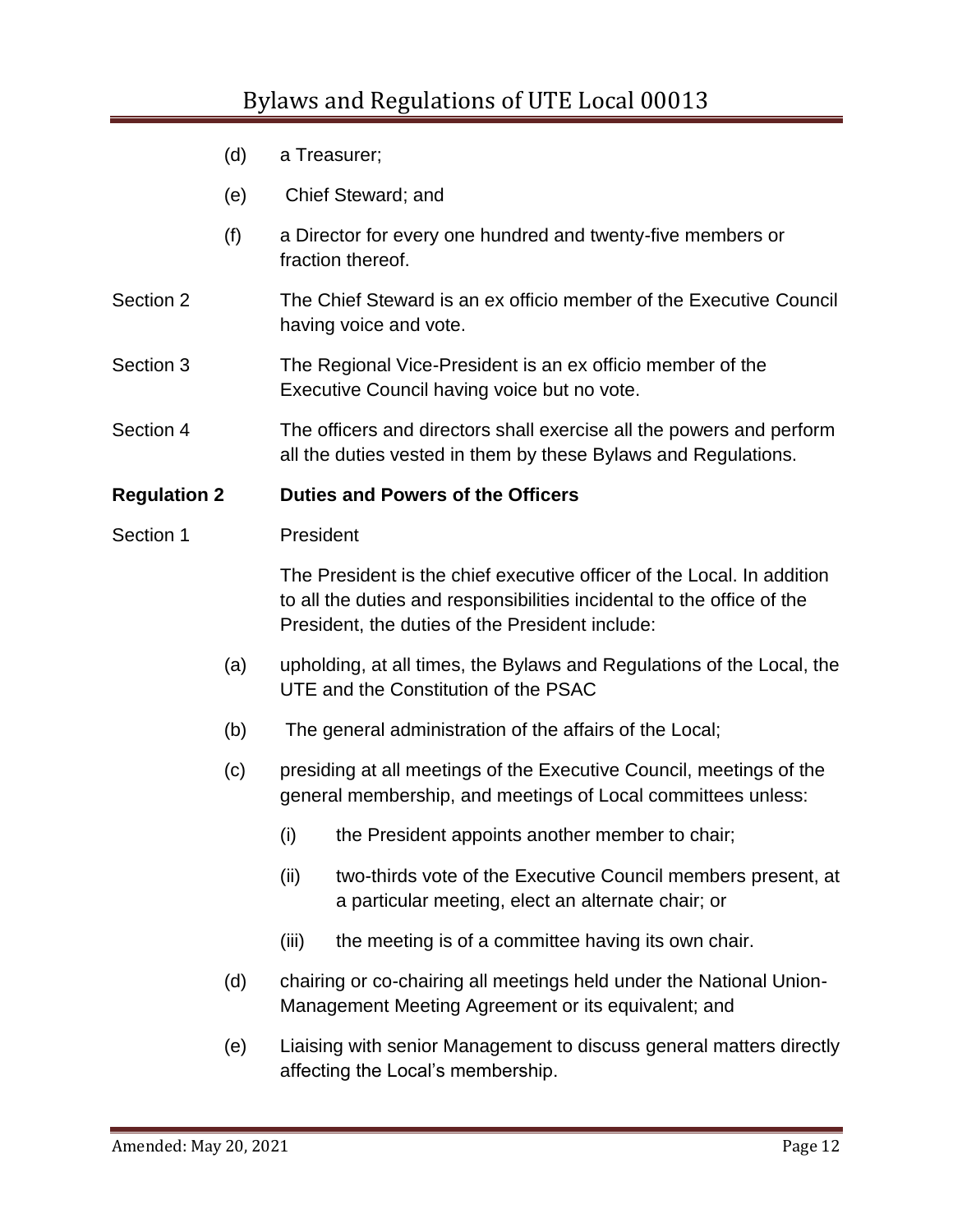(d) a Treasurer;

(e) Chief Steward; and

(f) a Director for every one hundred and twenty-five members or fraction thereof.

Section 2 The Chief Steward is an ex officio member of the Executive Council having voice and vote.

Section 3 The Regional Vice-President is an ex officio member of the Executive Council having voice but no vote.

Section 4 The officers and directors shall exercise all the powers and perform all the duties vested in them by these Bylaws and Regulations.

**Regulation 2 Duties and Powers of the Officers**

Section 1 President

The President is the chief executive officer of the Local. In addition to all the duties and responsibilities incidental to the office of the President, the duties of the President include:

(a) upholding, at all times, the Bylaws and Regulations of the Local, the UTE and the Constitution of the PSAC

(b) The general administration of the affairs of the Local;

(c) presiding at all meetings of the Executive Council, meetings of the general membership, and meetings of Local committees unless:

  (i) the President appoints another member to chair;

  (ii) two-thirds vote of the Executive Council members present, at a particular meeting, elect an alternate chair; or

  (iii) the meeting is of a committee having its own chair.

(d) chairing or co-chairing all meetings held under the National Union-Management Meeting Agreement or its equivalent; and

(e) Liaising with senior Management to discuss general matters directly affecting the Local's membership.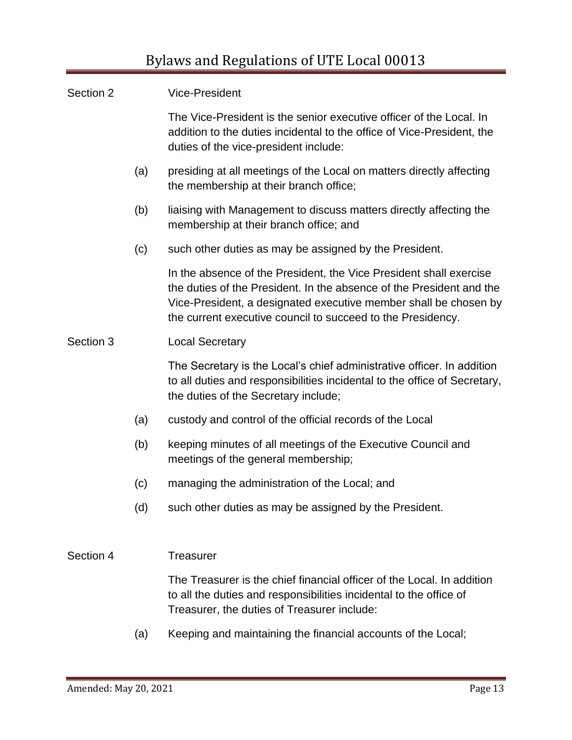### Section 2 Vice-President

The Vice-President is the senior executive officer of the Local. In addition to the duties incidental to the office of Vice-President, the duties of the vice-president include:

(a) presiding at all meetings of the Local on matters directly affecting the membership at their branch office;

(b) liaising with Management to discuss matters directly affecting the membership at their branch office; and

(c) such other duties as may be assigned by the President.

In the absence of the President, the Vice President shall exercise the duties of the President. In the absence of the President and the Vice-President, a designated executive member shall be chosen by the current executive council to succeed to the Presidency.

### Section 3 Local Secretary

The Secretary is the Local's chief administrative officer. In addition to all duties and responsibilities incidental to the office of Secretary, the duties of the Secretary include;

(a) custody and control of the official records of the Local

(b) keeping minutes of all meetings of the Executive Council and meetings of the general membership;

(c) managing the administration of the Local; and

(d) such other duties as may be assigned by the President.

### Section 4 Treasurer

The Treasurer is the chief financial officer of the Local. In addition to all the duties and responsibilities incidental to the office of Treasurer, the duties of Treasurer include:

(a) Keeping and maintaining the financial accounts of the Local;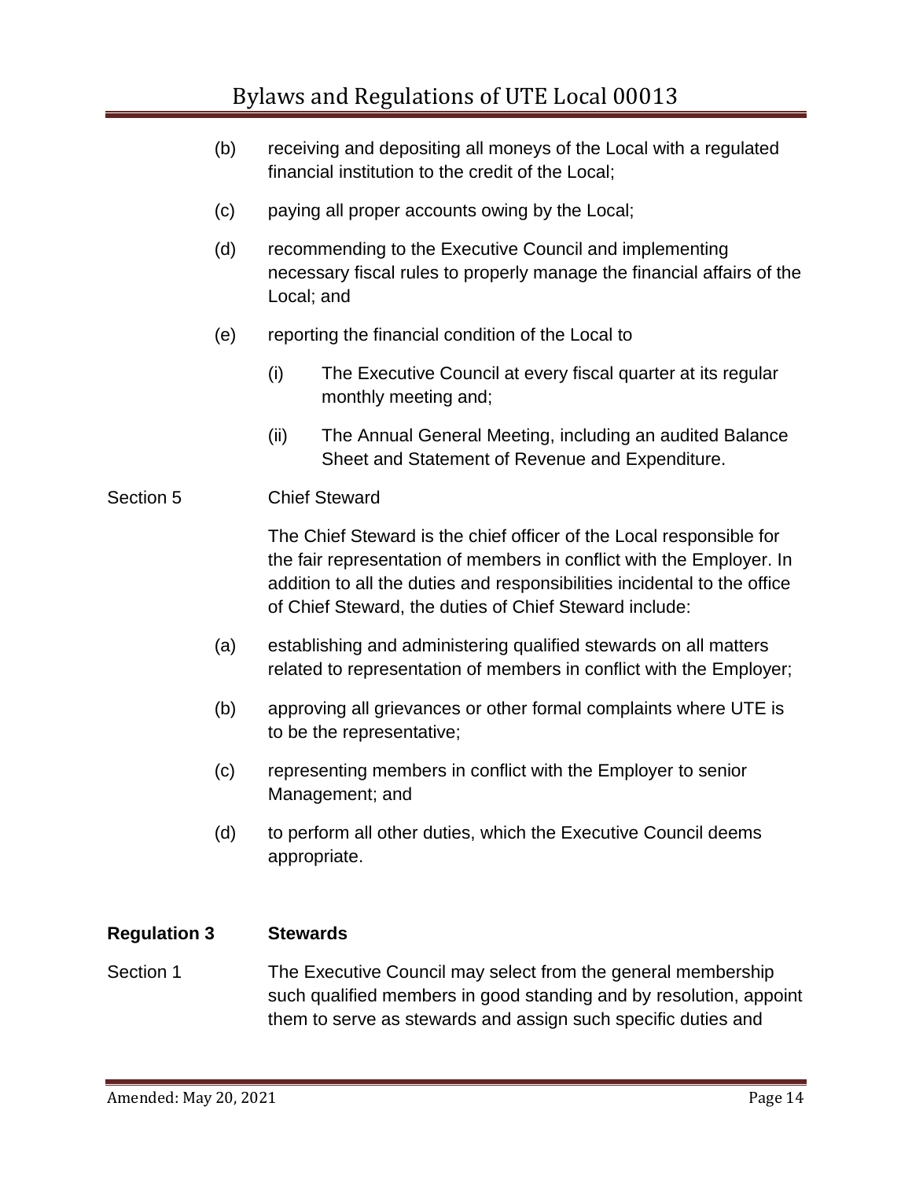(b) receiving and depositing all moneys of the Local with a regulated financial institution to the credit of the Local;

(c) paying all proper accounts owing by the Local;

(d) recommending to the Executive Council and implementing necessary fiscal rules to properly manage the financial affairs of the Local; and

(e) reporting the financial condition of the Local to

  (i) The Executive Council at every fiscal quarter at its regular monthly meeting and;

  (ii) The Annual General Meeting, including an audited Balance Sheet and Statement of Revenue and Expenditure.

Section 5 Chief Steward

The Chief Steward is the chief officer of the Local responsible for the fair representation of members in conflict with the Employer. In addition to all the duties and responsibilities incidental to the office of Chief Steward, the duties of Chief Steward include:

(a) establishing and administering qualified stewards on all matters related to representation of members in conflict with the Employer;

(b) approving all grievances or other formal complaints where UTE is to be the representative;

(c) representing members in conflict with the Employer to senior Management; and

(d) to perform all other duties, which the Executive Council deems appropriate.

## Regulation 3 Stewards

Section 1 The Executive Council may select from the general membership such qualified members in good standing and by resolution, appoint them to serve as stewards and assign such specific duties and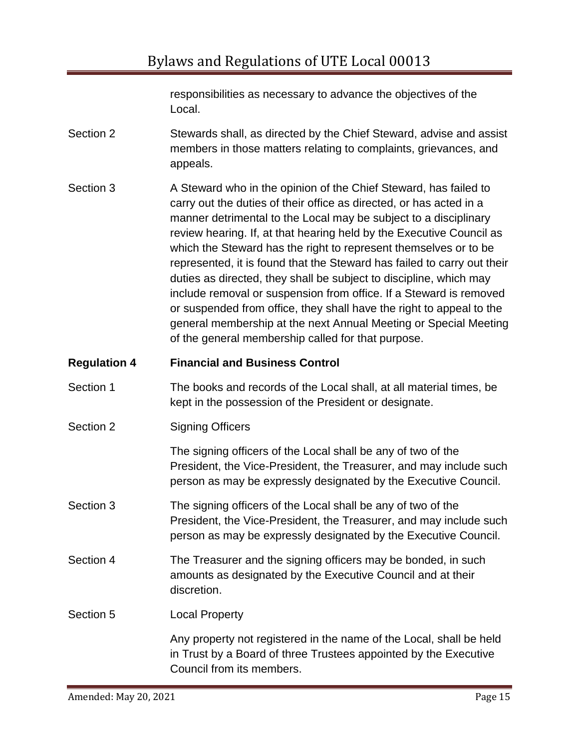responsibilities as necessary to advance the objectives of the Local.

Section 2 Stewards shall, as directed by the Chief Steward, advise and assist members in those matters relating to complaints, grievances, and appeals.

Section 3 A Steward who in the opinion of the Chief Steward, has failed to carry out the duties of their office as directed, or has acted in a manner detrimental to the Local may be subject to a disciplinary review hearing. If, at that hearing held by the Executive Council as which the Steward has the right to represent themselves or to be represented, it is found that the Steward has failed to carry out their duties as directed, they shall be subject to discipline, which may include removal or suspension from office. If a Steward is removed or suspended from office, they shall have the right to appeal to the general membership at the next Annual Meeting or Special Meeting of the general membership called for that purpose.

## Regulation 4 Financial and Business Control

Section 1 The books and records of the Local shall, at all material times, be kept in the possession of the President or designate.

Section 2 Signing Officers

The signing officers of the Local shall be any of two of the President, the Vice-President, the Treasurer, and may include such person as may be expressly designated by the Executive Council.

Section 3 The signing officers of the Local shall be any of two of the President, the Vice-President, the Treasurer, and may include such person as may be expressly designated by the Executive Council.

Section 4 The Treasurer and the signing officers may be bonded, in such amounts as designated by the Executive Council and at their discretion.

Section 5 Local Property

Any property not registered in the name of the Local, shall be held in Trust by a Board of three Trustees appointed by the Executive Council from its members.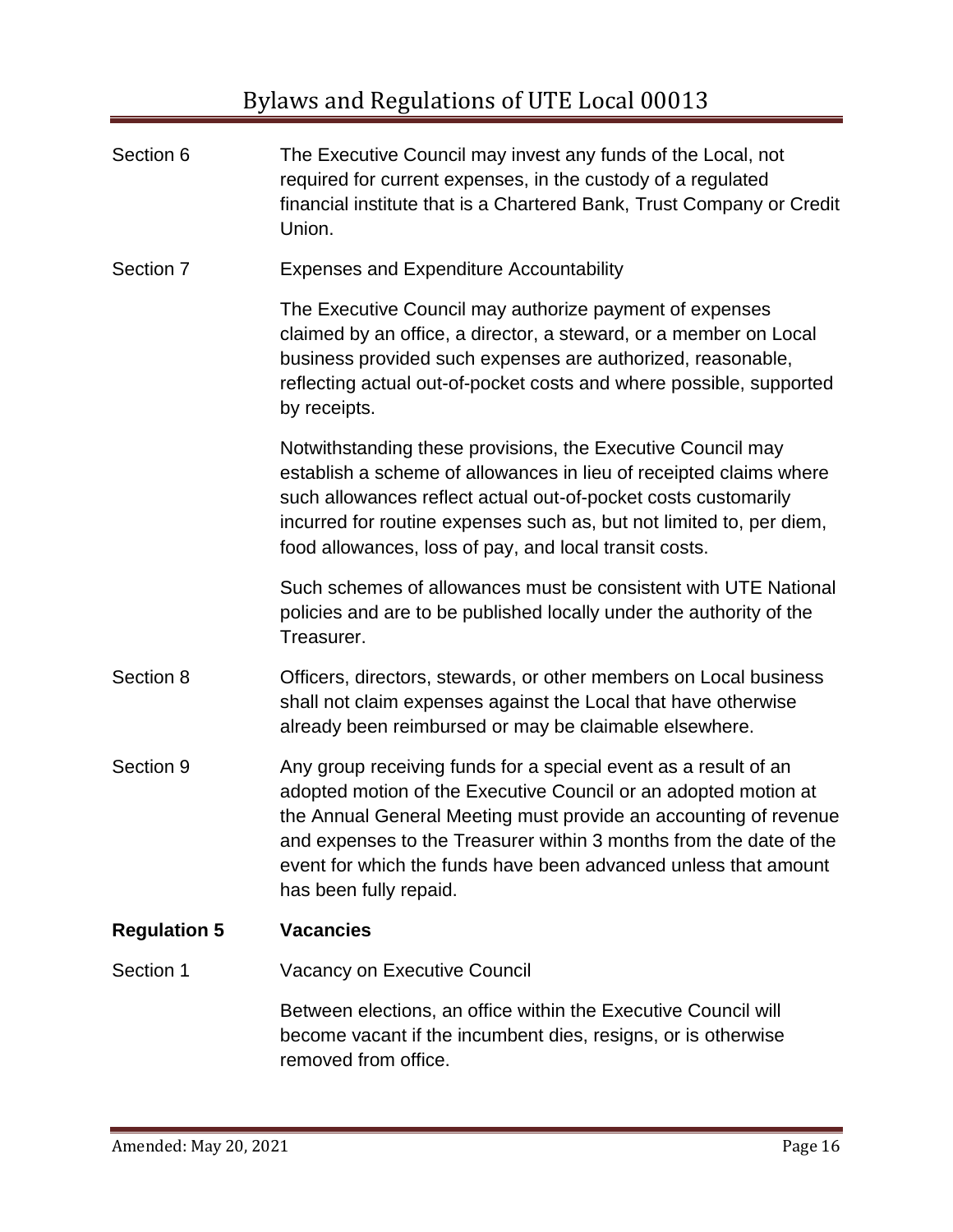Section 6 The Executive Council may invest any funds of the Local, not required for current expenses, in the custody of a regulated financial institute that is a Chartered Bank, Trust Company or Credit Union.

Section 7 Expenses and Expenditure Accountability

The Executive Council may authorize payment of expenses claimed by an office, a director, a steward, or a member on Local business provided such expenses are authorized, reasonable, reflecting actual out-of-pocket costs and where possible, supported by receipts.

Notwithstanding these provisions, the Executive Council may establish a scheme of allowances in lieu of receipted claims where such allowances reflect actual out-of-pocket costs customarily incurred for routine expenses such as, but not limited to, per diem, food allowances, loss of pay, and local transit costs.

Such schemes of allowances must be consistent with UTE National policies and are to be published locally under the authority of the Treasurer.

Section 8 Officers, directors, stewards, or other members on Local business shall not claim expenses against the Local that have otherwise already been reimbursed or may be claimable elsewhere.

Section 9 Any group receiving funds for a special event as a result of an adopted motion of the Executive Council or an adopted motion at the Annual General Meeting must provide an accounting of revenue and expenses to the Treasurer within 3 months from the date of the event for which the funds have been advanced unless that amount has been fully repaid.

## Regulation 5 Vacancies

Section 1 Vacancy on Executive Council

Between elections, an office within the Executive Council will become vacant if the incumbent dies, resigns, or is otherwise removed from office.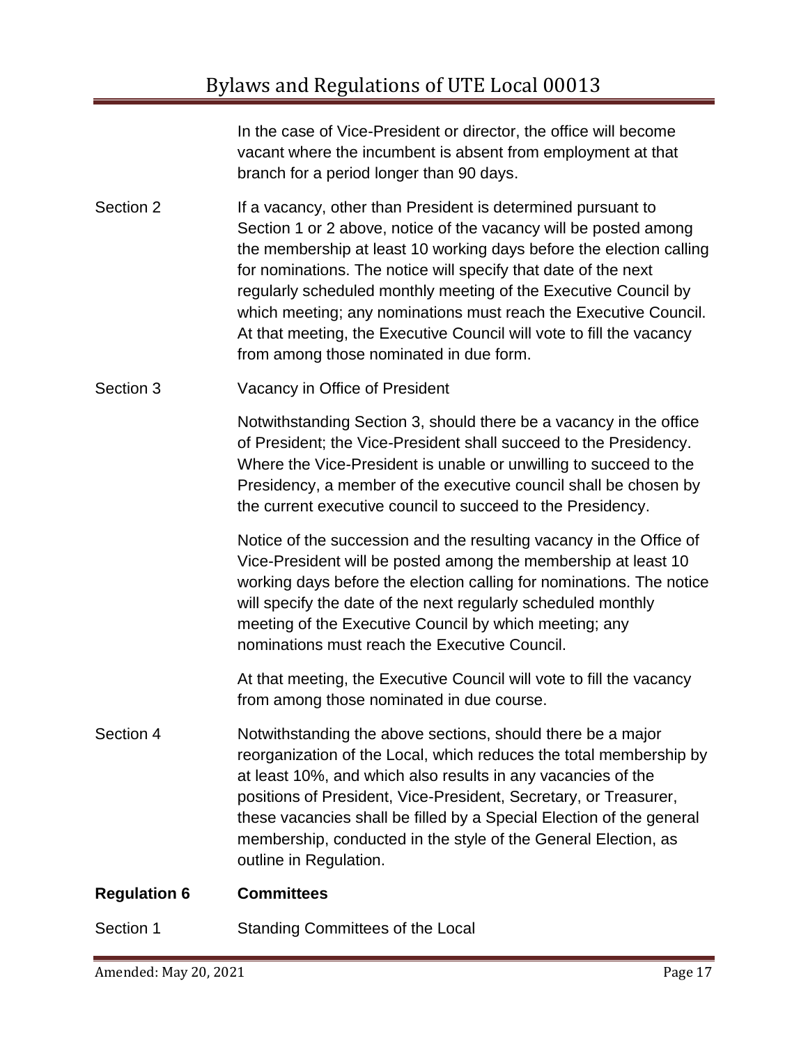In the case of Vice-President or director, the office will become vacant where the incumbent is absent from employment at that branch for a period longer than 90 days.

Section 2 — If a vacancy, other than President is determined pursuant to Section 1 or 2 above, notice of the vacancy will be posted among the membership at least 10 working days before the election calling for nominations. The notice will specify that date of the next regularly scheduled monthly meeting of the Executive Council by which meeting; any nominations must reach the Executive Council. At that meeting, the Executive Council will vote to fill the vacancy from among those nominated in due form.

Section 3 — Vacancy in Office of President

Notwithstanding Section 3, should there be a vacancy in the office of President; the Vice-President shall succeed to the Presidency. Where the Vice-President is unable or unwilling to succeed to the Presidency, a member of the executive council shall be chosen by the current executive council to succeed to the Presidency.

Notice of the succession and the resulting vacancy in the Office of Vice-President will be posted among the membership at least 10 working days before the election calling for nominations. The notice will specify the date of the next regularly scheduled monthly meeting of the Executive Council by which meeting; any nominations must reach the Executive Council.

At that meeting, the Executive Council will vote to fill the vacancy from among those nominated in due course.

Section 4 — Notwithstanding the above sections, should there be a major reorganization of the Local, which reduces the total membership by at least 10%, and which also results in any vacancies of the positions of President, Vice-President, Secretary, or Treasurer, these vacancies shall be filled by a Special Election of the general membership, conducted in the style of the General Election, as outline in Regulation.

## Regulation 6 Committees

Section 1 — Standing Committees of the Local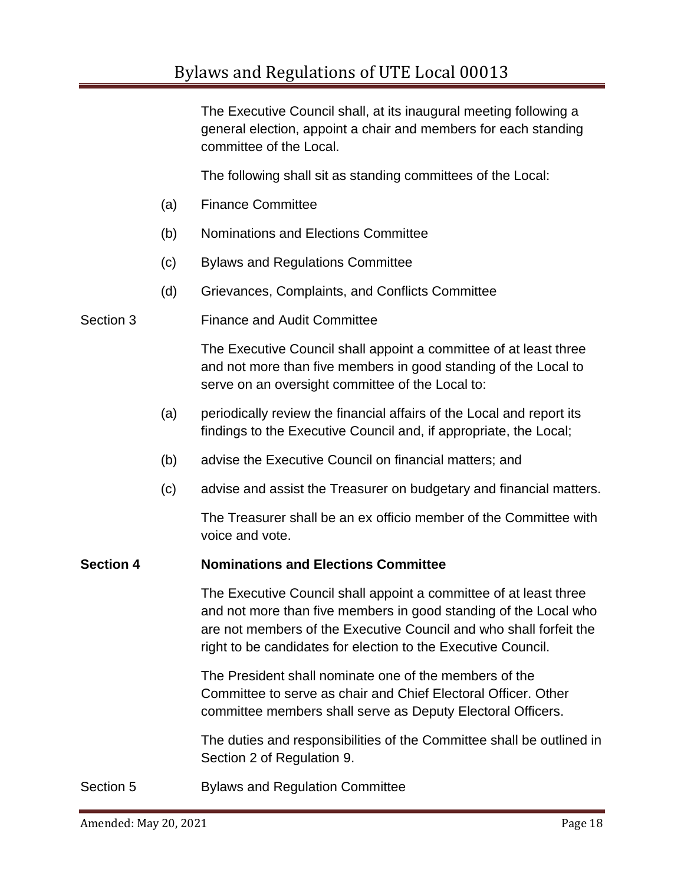The Executive Council shall, at its inaugural meeting following a general election, appoint a chair and members for each standing committee of the Local.

The following shall sit as standing committees of the Local:

(a) Finance Committee

(b) Nominations and Elections Committee

(c) Bylaws and Regulations Committee

(d) Grievances, Complaints, and Conflicts Committee

Section 3 Finance and Audit Committee

The Executive Council shall appoint a committee of at least three and not more than five members in good standing of the Local to serve on an oversight committee of the Local to:

(a) periodically review the financial affairs of the Local and report its findings to the Executive Council and, if appropriate, the Local;

(b) advise the Executive Council on financial matters; and

(c) advise and assist the Treasurer on budgetary and financial matters.

The Treasurer shall be an ex officio member of the Committee with voice and vote.

**Section 4 Nominations and Elections Committee**

The Executive Council shall appoint a committee of at least three and not more than five members in good standing of the Local who are not members of the Executive Council and who shall forfeit the right to be candidates for election to the Executive Council.

The President shall nominate one of the members of the Committee to serve as chair and Chief Electoral Officer. Other committee members shall serve as Deputy Electoral Officers.

The duties and responsibilities of the Committee shall be outlined in Section 2 of Regulation 9.

Section 5 Bylaws and Regulation Committee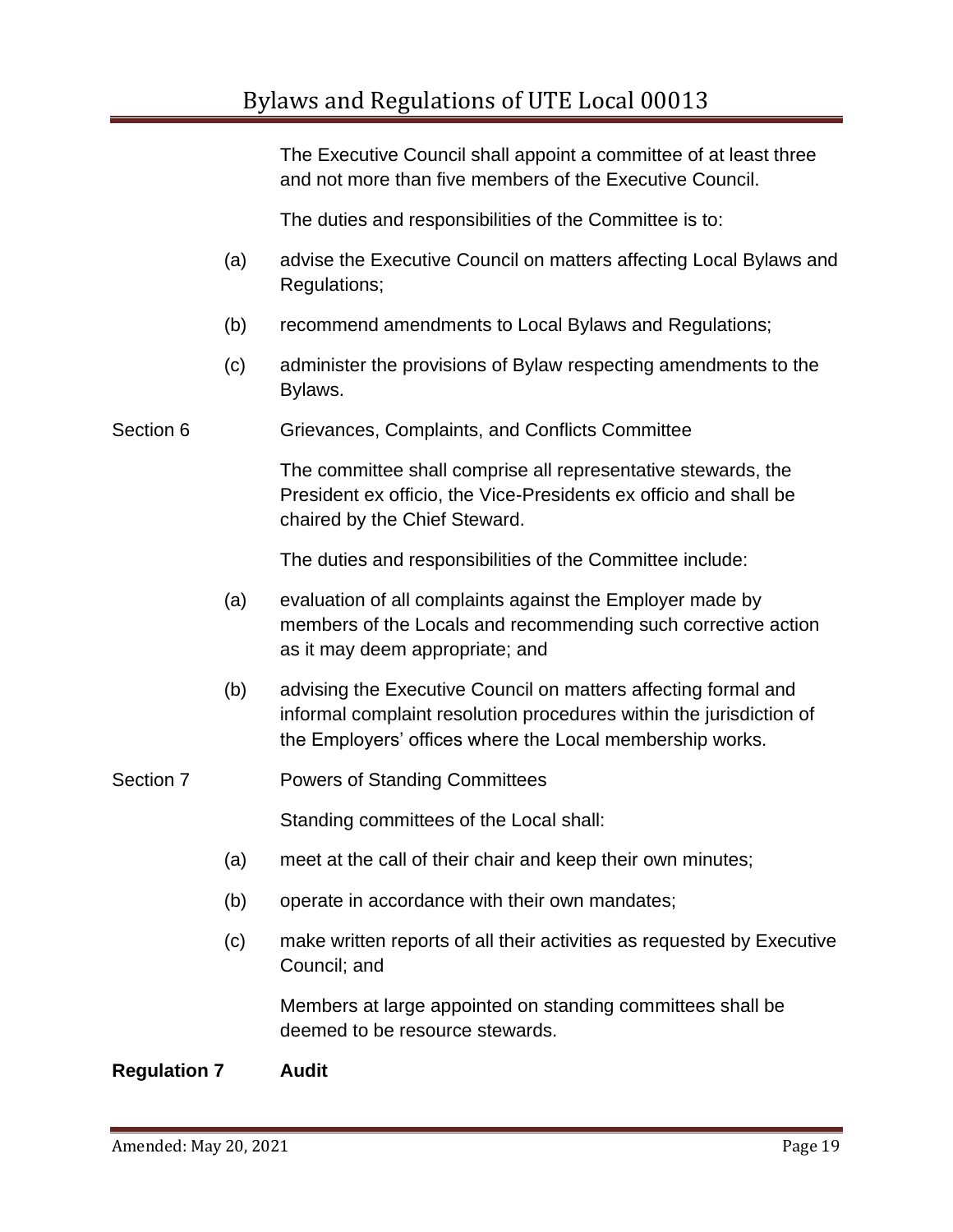The Executive Council shall appoint a committee of at least three and not more than five members of the Executive Council.

The duties and responsibilities of the Committee is to:

(a) advise the Executive Council on matters affecting Local Bylaws and Regulations;

(b) recommend amendments to Local Bylaws and Regulations;

(c) administer the provisions of Bylaw respecting amendments to the Bylaws.

Section 6 Grievances, Complaints, and Conflicts Committee

The committee shall comprise all representative stewards, the President ex officio, the Vice-Presidents ex officio and shall be chaired by the Chief Steward.

The duties and responsibilities of the Committee include:

(a) evaluation of all complaints against the Employer made by members of the Locals and recommending such corrective action as it may deem appropriate; and

(b) advising the Executive Council on matters affecting formal and informal complaint resolution procedures within the jurisdiction of the Employers' offices where the Local membership works.

Section 7 Powers of Standing Committees

Standing committees of the Local shall:

(a) meet at the call of their chair and keep their own minutes;

(b) operate in accordance with their own mandates;

(c) make written reports of all their activities as requested by Executive Council; and

Members at large appointed on standing committees shall be deemed to be resource stewards.

**Regulation 7 Audit**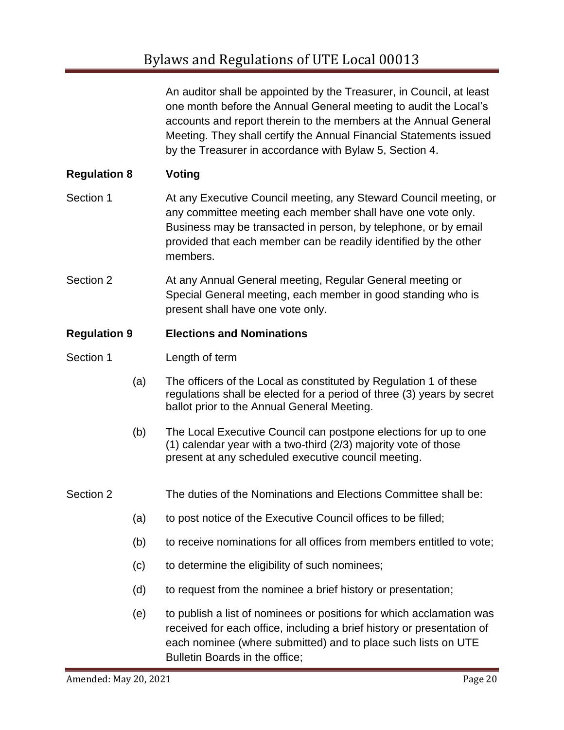An auditor shall be appointed by the Treasurer, in Council, at least one month before the Annual General meeting to audit the Local's accounts and report therein to the members at the Annual General Meeting. They shall certify the Annual Financial Statements issued by the Treasurer in accordance with Bylaw 5, Section 4.

**Regulation 8 Voting**

Section 1 At any Executive Council meeting, any Steward Council meeting, or any committee meeting each member shall have one vote only. Business may be transacted in person, by telephone, or by email provided that each member can be readily identified by the other members.

Section 2 At any Annual General meeting, Regular General meeting or Special General meeting, each member in good standing who is present shall have one vote only.

**Regulation 9 Elections and Nominations**

Section 1 Length of term

(a) The officers of the Local as constituted by Regulation 1 of these regulations shall be elected for a period of three (3) years by secret ballot prior to the Annual General Meeting.

(b) The Local Executive Council can postpone elections for up to one (1) calendar year with a two-third (2/3) majority vote of those present at any scheduled executive council meeting.

Section 2 The duties of the Nominations and Elections Committee shall be:

(a) to post notice of the Executive Council offices to be filled;

(b) to receive nominations for all offices from members entitled to vote;

(c) to determine the eligibility of such nominees;

(d) to request from the nominee a brief history or presentation;

(e) to publish a list of nominees or positions for which acclamation was received for each office, including a brief history or presentation of each nominee (where submitted) and to place such lists on UTE Bulletin Boards in the office;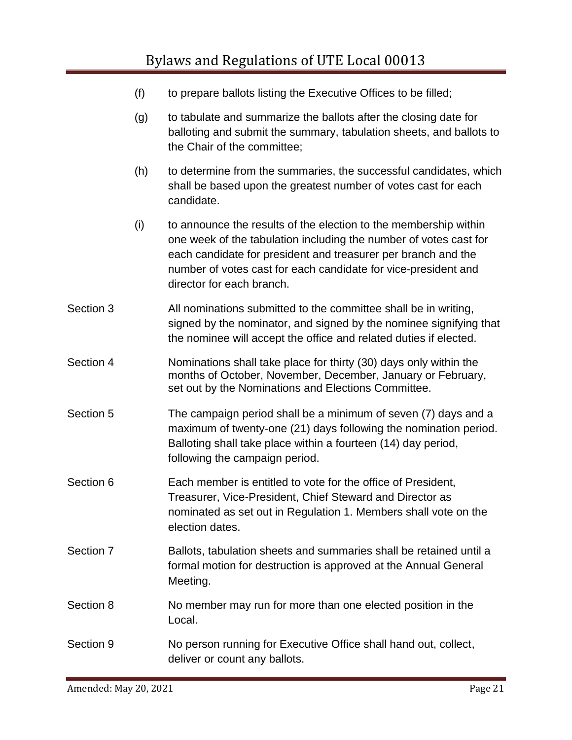(f) to prepare ballots listing the Executive Offices to be filled;

(g) to tabulate and summarize the ballots after the closing date for balloting and submit the summary, tabulation sheets, and ballots to the Chair of the committee;

(h) to determine from the summaries, the successful candidates, which shall be based upon the greatest number of votes cast for each candidate.

(i) to announce the results of the election to the membership within one week of the tabulation including the number of votes cast for each candidate for president and treasurer per branch and the number of votes cast for each candidate for vice-president and director for each branch.

Section 3 All nominations submitted to the committee shall be in writing, signed by the nominator, and signed by the nominee signifying that the nominee will accept the office and related duties if elected.

Section 4 Nominations shall take place for thirty (30) days only within the months of October, November, December, January or February, set out by the Nominations and Elections Committee.

Section 5 The campaign period shall be a minimum of seven (7) days and a maximum of twenty-one (21) days following the nomination period. Balloting shall take place within a fourteen (14) day period, following the campaign period.

Section 6 Each member is entitled to vote for the office of President, Treasurer, Vice-President, Chief Steward and Director as nominated as set out in Regulation 1. Members shall vote on the election dates.

Section 7 Ballots, tabulation sheets and summaries shall be retained until a formal motion for destruction is approved at the Annual General Meeting.

Section 8 No member may run for more than one elected position in the Local.

Section 9 No person running for Executive Office shall hand out, collect, deliver or count any ballots.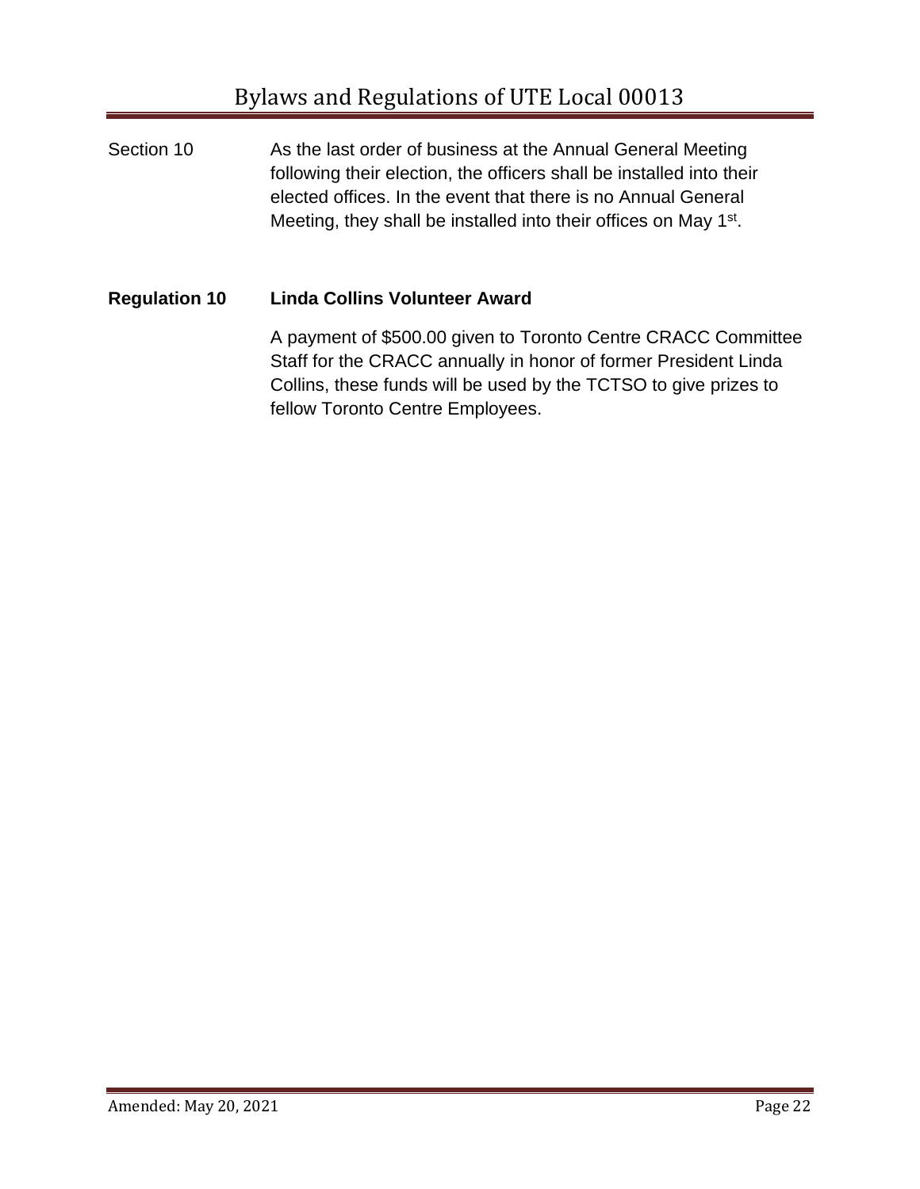Section 10 As the last order of business at the Annual General Meeting following their election, the officers shall be installed into their elected offices. In the event that there is no Annual General Meeting, they shall be installed into their offices on May 1st.

**Regulation 10 Linda Collins Volunteer Award**

A payment of $500.00 given to Toronto Centre CRACC Committee Staff for the CRACC annually in honor of former President Linda Collins, these funds will be used by the TCTSO to give prizes to fellow Toronto Centre Employees.